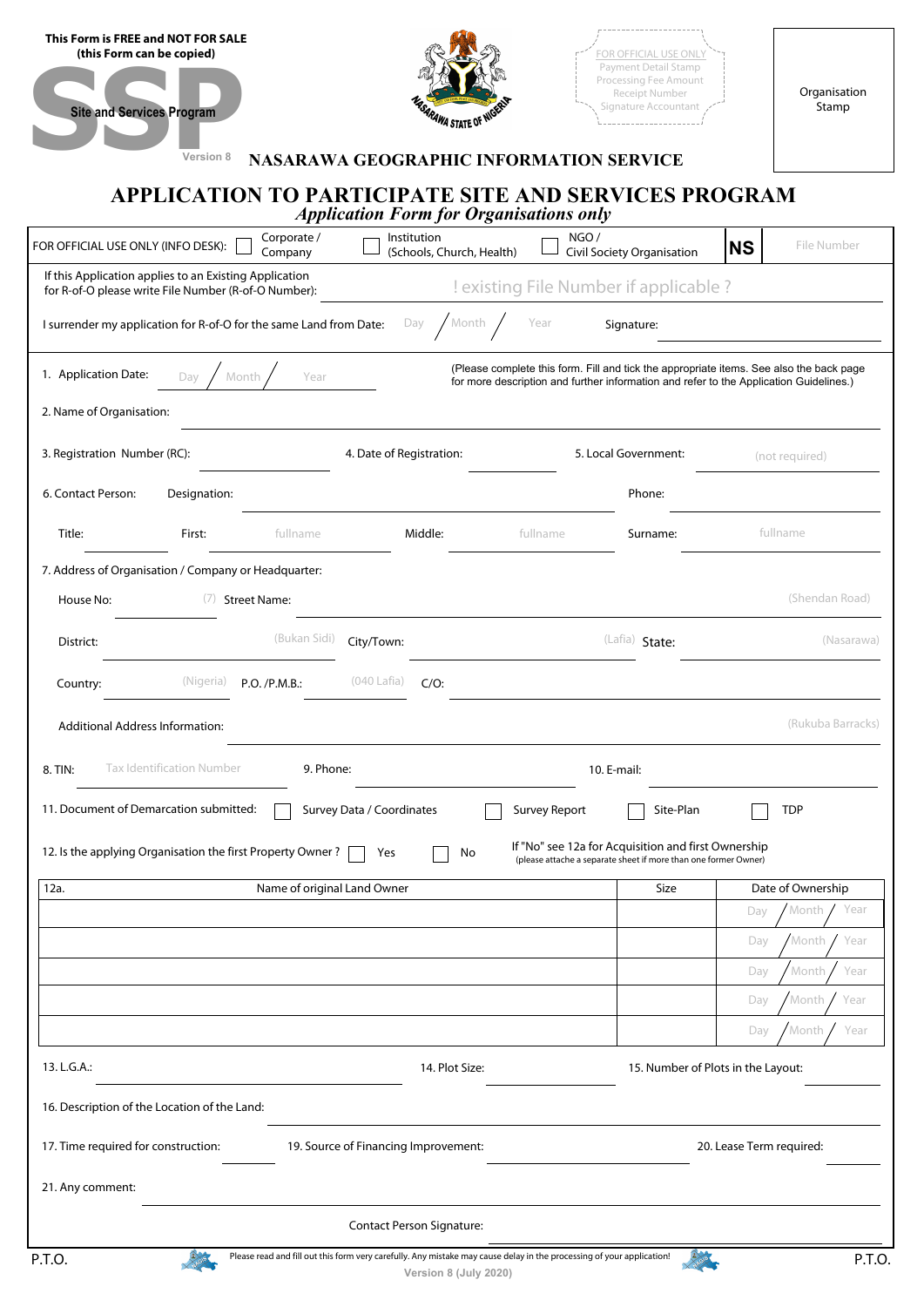**This Form is FREE and NOT FOR SALE**
**(this Form can be copied)**

SSP **Site and Services Program**
Version 8

FOR OFFICIAL USE ONLY
Payment Detail Stamp
Processing Fee Amount
Receipt Number
Signature Accountant

Organisation Stamp

## NASARAWA GEOGRAPHIC INFORMATION SERVICE

# APPLICATION TO PARTICIPATE SITE AND SERVICES PROGRAM

***Application Form for Organisations only***

FOR OFFICIAL USE ONLY (INFO DESK): ☐ Corporate / Company ☐ Institution (Schools, Church, Health) ☐ NGO / Civil Society Organisation **NS** File Number

If this Application applies to an Existing Application for R-of-O please write File Number (R-of-O Number): ! existing File Number if applicable ?

I surrender my application for R-of-O for the same Land from Date: Day / Month / Year Signature:

1. Application Date: Day / Month / Year

(Please complete this form. Fill and tick the appropriate items. See also the back page for more description and further information and refer to the Application Guidelines.)

2. Name of Organisation:

3. Registration Number (RC): 4. Date of Registration: 5. Local Government: (not required)

6. Contact Person: Designation: Phone:

Title: First: fullname Middle: fullname Surname: fullname

7. Address of Organisation / Company or Headquarter:

House No: (7) Street Name: (Shendan Road)

District: (Bukan Sidi) City/Town: (Lafia) State: (Nasarawa)

Country: (Nigeria) P.O. /P.M.B.: (040 Lafia) C/O:

Additional Address Information: (Rukuba Barracks)

8. TIN: Tax Identification Number 9. Phone: 10. E-mail:

11. Document of Demarcation submitted: ☐ Survey Data / Coordinates ☐ Survey Report ☐ Site-Plan ☐ TDP

12. Is the applying Organisation the first Property Owner ? ☐ Yes ☐ No If "No" see 12a for Acquisition and first Ownership (please attache a separate sheet if more than one former Owner)

| 12a. Name of original Land Owner | Size | Date of Ownership |
|---|---|---|
| | | Day / Month / Year |
| | | Day / Month / Year |
| | | Day / Month / Year |
| | | Day / Month / Year |
| | | Day / Month / Year |

13. L.G.A.: 14. Plot Size: 15. Number of Plots in the Layout:

16. Description of the Location of the Land:

17. Time required for construction: 19. Source of Financing Improvement: 20. Lease Term required:

21. Any comment:

Contact Person Signature:

P.T.O. Please read and fill out this form very carefully. Any mistake may cause delay in the processing of your application! P.T.O.

Version 8 (July 2020)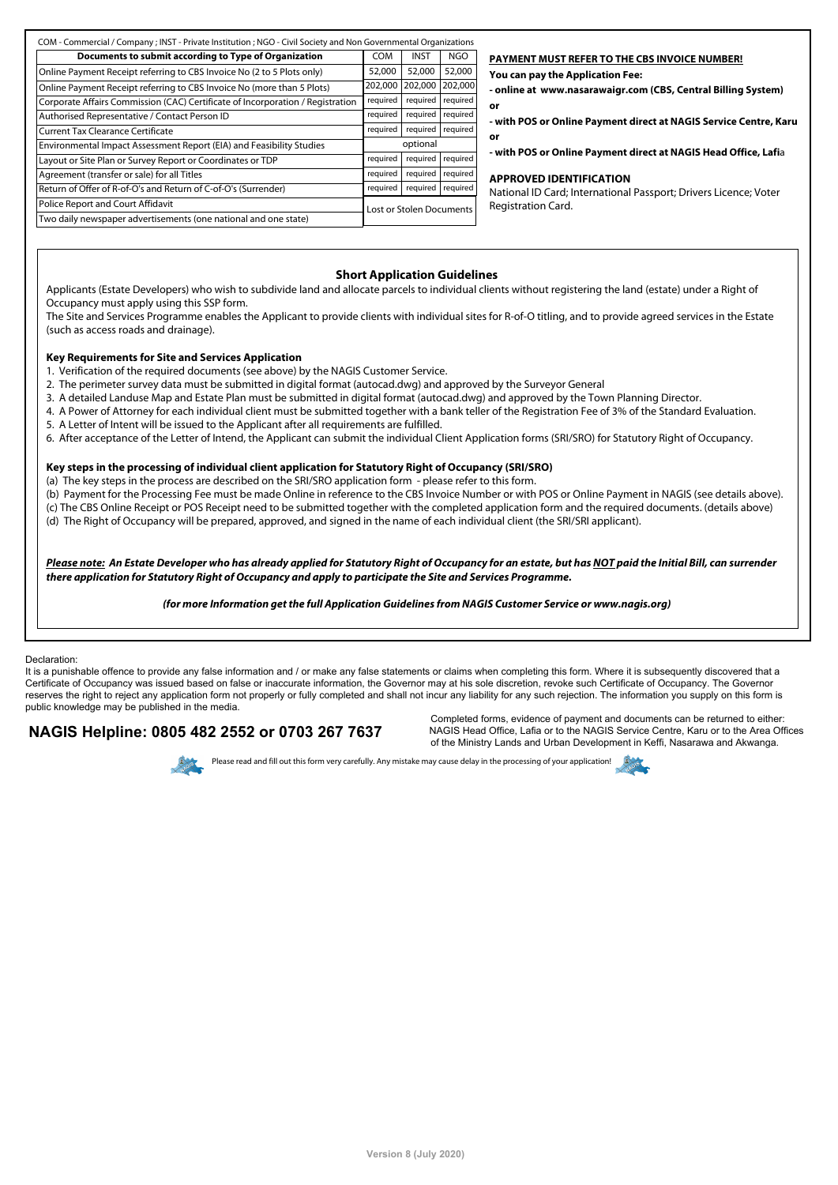COM - Commercial / Company ; INST - Private Institution ; NGO - Civil Society and Non Governmental Organizations

| Documents to submit according to Type of Organization | COM | INST | NGO |
|---|---|---|---|
| Online Payment Receipt referring to CBS Invoice No (2 to 5 Plots only) | 52,000 | 52,000 | 52,000 |
| Online Payment Receipt referring to CBS Invoice No (more than 5 Plots) | 202,000 | 202,000 | 202,000 |
| Corporate Affairs Commission (CAC) Certificate of Incorporation / Registration | required | required | required |
| Authorised Representative / Contact Person ID | required | required | required |
| Current Tax Clearance Certificate | required | required | required |
| Environmental Impact Assessment Report (EIA) and Feasibility Studies | optional | | |
| Layout or Site Plan or Survey Report or Coordinates or TDP | required | required | required |
| Agreement (transfer or sale) for all Titles | required | required | required |
| Return of Offer of R-of-O's and Return of C-of-O's (Surrender) | required | required | required |
| Police Report and Court Affidavit | Lost or Stolen Documents | | |
| Two daily newspaper advertisements (one national and one state) | | | |

**PAYMENT MUST REFER TO THE CBS INVOICE NUMBER!**

**You can pay the Application Fee:**

**- online at www.nasarawaigr.com (CBS, Central Billing System)**

**or**

**- with POS or Online Payment direct at NAGIS Service Centre, Karu**

**or**

**- with POS or Online Payment direct at NAGIS Head Office, Lafia**

**APPROVED IDENTIFICATION**

National ID Card; International Passport; Drivers Licence; Voter Registration Card.

## Short Application Guidelines

Applicants (Estate Developers) who wish to subdivide land and allocate parcels to individual clients without registering the land (estate) under a Right of Occupancy must apply using this SSP form.

The Site and Services Programme enables the Applicant to provide clients with individual sites for R-of-O titling, and to provide agreed services in the Estate (such as access roads and drainage).

### Key Requirements for Site and Services Application

1. Verification of the required documents (see above) by the NAGIS Customer Service.
2. The perimeter survey data must be submitted in digital format (autocad.dwg) and approved by the Surveyor General
3. A detailed Landuse Map and Estate Plan must be submitted in digital format (autocad.dwg) and approved by the Town Planning Director.
4. A Power of Attorney for each individual client must be submitted together with a bank teller of the Registration Fee of 3% of the Standard Evaluation.
5. A Letter of Intent will be issued to the Applicant after all requirements are fulfilled.
6. After acceptance of the Letter of Intend, the Applicant can submit the individual Client Application forms (SRI/SRO) for Statutory Right of Occupancy.

### Key steps in the processing of individual client application for Statutory Right of Occupancy (SRI/SRO)

(a) The key steps in the process are described on the SRI/SRO application form - please refer to this form.
(b) Payment for the Processing Fee must be made Online in reference to the CBS Invoice Number or with POS or Online Payment in NAGIS (see details above).
(c) The CBS Online Receipt or POS Receipt need to be submitted together with the completed application form and the required documents. (details above)
(d) The Right of Occupancy will be prepared, approved, and signed in the name of each individual client (the SRI/SRI applicant).

***Please note:*** ***An Estate Developer who has already applied for Statutory Right of Occupancy for an estate, but has NOT paid the Initial Bill, can surrender there application for Statutory Right of Occupancy and apply to participate the Site and Services Programme.***

***(for more Information get the full Application Guidelines from NAGIS Customer Service or www.nagis.org)***

Declaration:

It is a punishable offence to provide any false information and / or make any false statements or claims when completing this form. Where it is subsequently discovered that a Certificate of Occupancy was issued based on false or inaccurate information, the Governor may at his sole discretion, revoke such Certificate of Occupancy. The Governor reserves the right to reject any application form not properly or fully completed and shall not incur any liability for any such rejection. The information you supply on this form is public knowledge may be published in the media.

## NAGIS Helpline: 0805 482 2552 or 0703 267 7637

Completed forms, evidence of payment and documents can be returned to either: NAGIS Head Office, Lafia or to the NAGIS Service Centre, Karu or to the Area Offices of the Ministry Lands and Urban Development in Keffi, Nasarawa and Akwanga.

Please read and fill out this form very carefully. Any mistake may cause delay in the processing of your application!

Version 8 (July 2020)